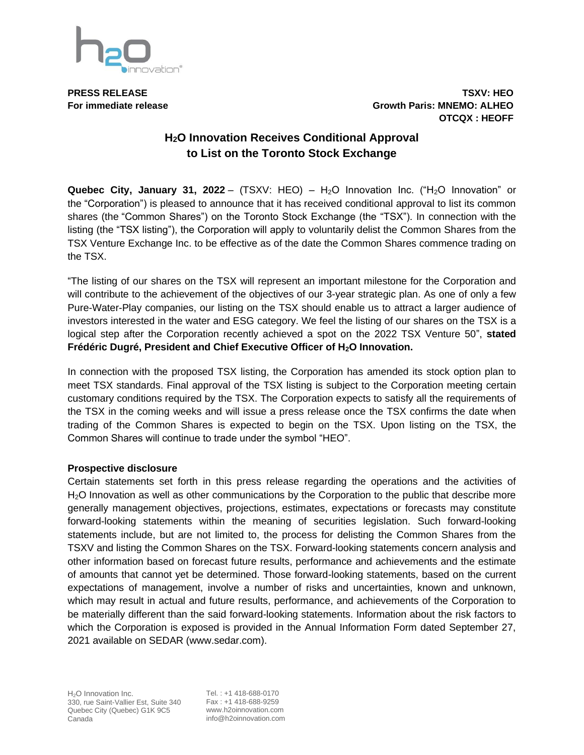**PRESS RELEASE**
**For immediate release**

**TSXV: HEO**
**Growth Paris: MNEMO: ALHEO**
**OTCQX : HEOFF**

# $H_2O$ Innovation Receives Conditional Approval to List on the Toronto Stock Exchange

**Quebec City, January 31, 2022** – (TSXV: HEO) – $H_2O$ Innovation Inc. ("$H_2O$ Innovation" or the "Corporation") is pleased to announce that it has received conditional approval to list its common shares (the "Common Shares") on the Toronto Stock Exchange (the "TSX"). In connection with the listing (the "TSX listing"), the Corporation will apply to voluntarily delist the Common Shares from the TSX Venture Exchange Inc. to be effective as of the date the Common Shares commence trading on the TSX.

"The listing of our shares on the TSX will represent an important milestone for the Corporation and will contribute to the achievement of the objectives of our 3-year strategic plan. As one of only a few Pure-Water-Play companies, our listing on the TSX should enable us to attract a larger audience of investors interested in the water and ESG category. We feel the listing of our shares on the TSX is a logical step after the Corporation recently achieved a spot on the 2022 TSX Venture 50", **stated Frédéric Dugré, President and Chief Executive Officer of $H_2O$ Innovation.**

In connection with the proposed TSX listing, the Corporation has amended its stock option plan to meet TSX standards. Final approval of the TSX listing is subject to the Corporation meeting certain customary conditions required by the TSX. The Corporation expects to satisfy all the requirements of the TSX in the coming weeks and will issue a press release once the TSX confirms the date when trading of the Common Shares is expected to begin on the TSX. Upon listing on the TSX, the Common Shares will continue to trade under the symbol "HEO".

**Prospective disclosure**

Certain statements set forth in this press release regarding the operations and the activities of $H_2O$ Innovation as well as other communications by the Corporation to the public that describe more generally management objectives, projections, estimates, expectations or forecasts may constitute forward-looking statements within the meaning of securities legislation. Such forward-looking statements include, but are not limited to, the process for delisting the Common Shares from the TSXV and listing the Common Shares on the TSX. Forward-looking statements concern analysis and other information based on forecast future results, performance and achievements and the estimate of amounts that cannot yet be determined. Those forward-looking statements, based on the current expectations of management, involve a number of risks and uncertainties, known and unknown, which may result in actual and future results, performance, and achievements of the Corporation to be materially different than the said forward-looking statements. Information about the risk factors to which the Corporation is exposed is provided in the Annual Information Form dated September 27, 2021 available on SEDAR (www.sedar.com).

$H_2O$ Innovation Inc.
330, rue Saint-Vallier Est, Suite 340
Quebec City (Quebec) G1K 9C5
Canada

Tel. : +1 418-688-0170
Fax : +1 418-688-9259
www.h2oinnovation.com
info@h2oinnovation.com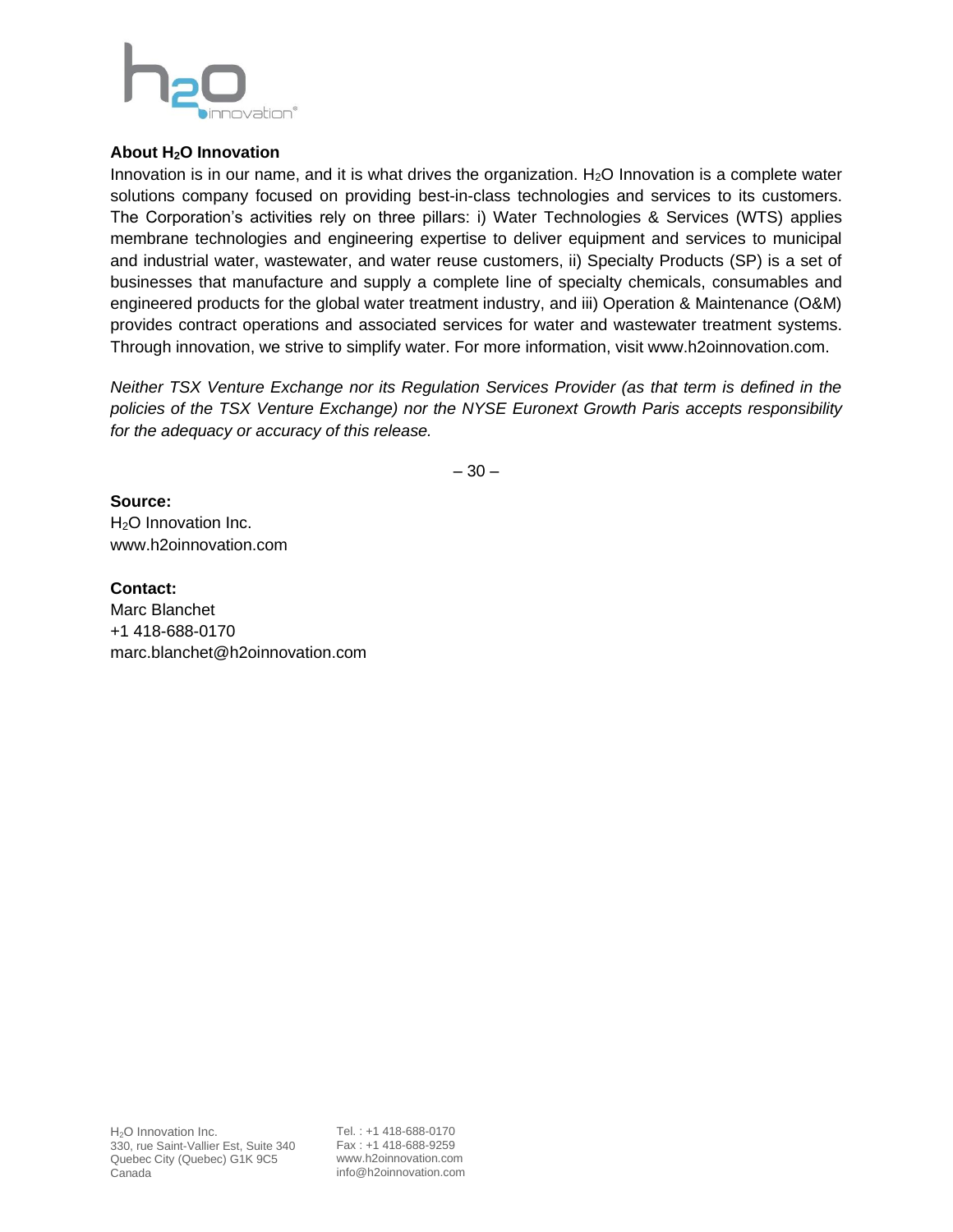**About $H_2O$ Innovation**

Innovation is in our name, and it is what drives the organization. $H_2O$ Innovation is a complete water solutions company focused on providing best-in-class technologies and services to its customers. The Corporation's activities rely on three pillars: i) Water Technologies & Services (WTS) applies membrane technologies and engineering expertise to deliver equipment and services to municipal and industrial water, wastewater, and water reuse customers, ii) Specialty Products (SP) is a set of businesses that manufacture and supply a complete line of specialty chemicals, consumables and engineered products for the global water treatment industry, and iii) Operation & Maintenance (O&M) provides contract operations and associated services for water and wastewater treatment systems. Through innovation, we strive to simplify water. For more information, visit www.h2oinnovation.com.

*Neither TSX Venture Exchange nor its Regulation Services Provider (as that term is defined in the policies of the TSX Venture Exchange) nor the NYSE Euronext Growth Paris accepts responsibility for the adequacy or accuracy of this release.*

– 30 –

**Source:**
$H_2O$ Innovation Inc.
www.h2oinnovation.com

**Contact:**
Marc Blanchet
+1 418-688-0170
marc.blanchet@h2oinnovation.com

$H_2O$ Innovation Inc.
330, rue Saint-Vallier Est, Suite 340
Quebec City (Quebec) G1K 9C5
Canada

Tel. : +1 418-688-0170
Fax : +1 418-688-9259
www.h2oinnovation.com
info@h2oinnovation.com